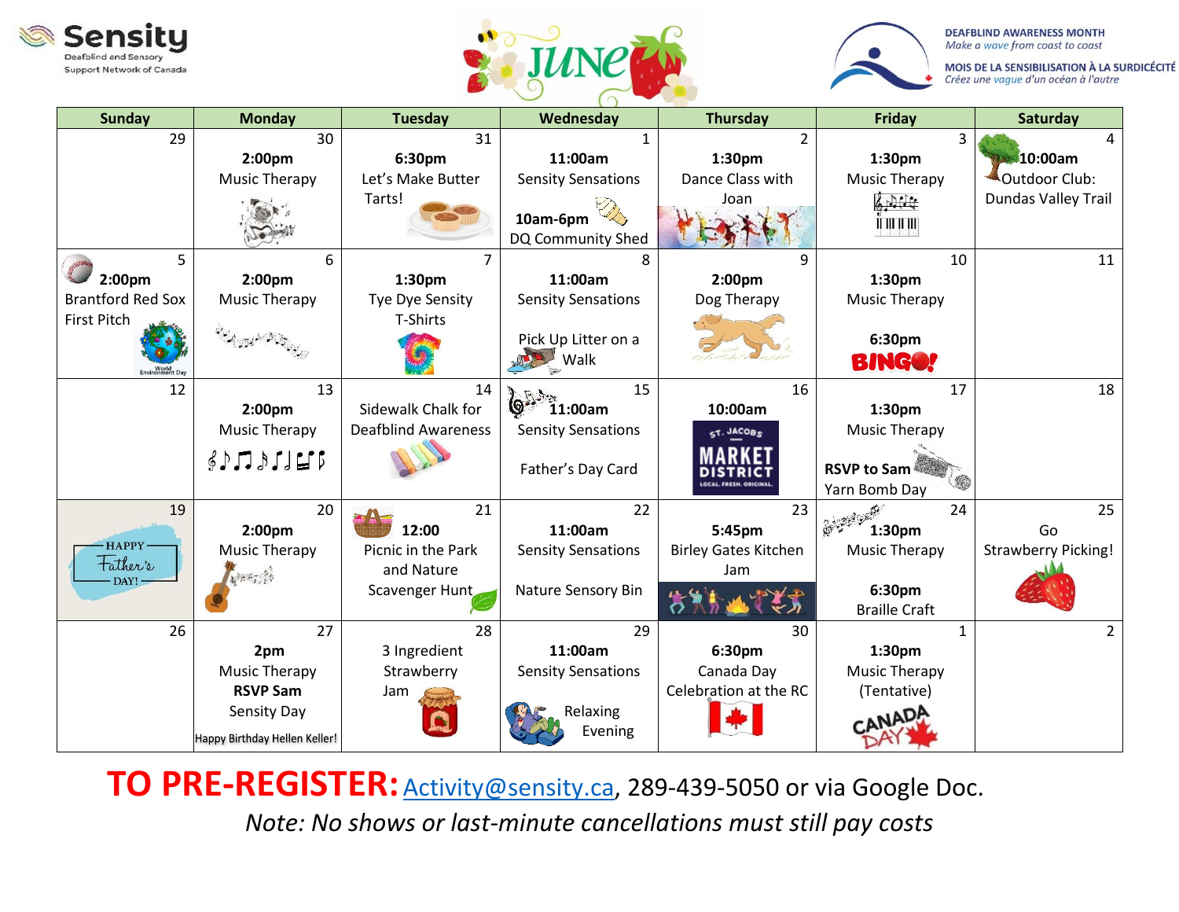Sensity
Deafblind and Sensory Support Network of Canada

# JUNE

DEAFBLIND AWARENESS MONTH
*Make a wave from coast to coast*

MOIS DE LA SENSIBILISATION À LA SURDICÉCITÉ
*Créez une vague d'un océan à l'autre*

| Sunday | Monday | Tuesday | Wednesday | Thursday | Friday | Saturday |
|---|---|---|---|---|---|---|
| 29 | 30 **2:00pm** Music Therapy | 31 **6:30pm** Let's Make Butter Tarts! | 1 **11:00am** Sensity Sensations **10am-6pm** DQ Community Shed | 2 **1:30pm** Dance Class with Joan | 3 **1:30pm** Music Therapy | 4 **10:00am** Outdoor Club: Dundas Valley Trail |
| 5 **2:00pm** Brantford Red Sox First Pitch World Environment Day | 6 **2:00pm** Music Therapy | 7 **1:30pm** Tye Dye Sensity T-Shirts | 8 **11:00am** Sensity Sensations Pick Up Litter on a Walk | 9 **2:00pm** Dog Therapy | 10 **1:30pm** Music Therapy **6:30pm** BINGO! | 11 |
| 12 | 13 **2:00pm** Music Therapy | 14 Sidewalk Chalk for Deafblind Awareness | 15 **11:00am** Sensity Sensations Father's Day Card | 16 **10:00am** St. Jacobs Market District | 17 **1:30pm** Music Therapy **RSVP to Sam** Yarn Bomb Day | 18 |
| 19 Happy Father's Day! | 20 **2:00pm** Music Therapy | 21 **12:00** Picnic in the Park and Nature Scavenger Hunt | 22 **11:00am** Sensity Sensations Nature Sensory Bin | 23 **5:45pm** Birley Gates Kitchen Jam | 24 **1:30pm** Music Therapy **6:30pm** Braille Craft | 25 Go Strawberry Picking! |
| 26 | 27 **2pm** Music Therapy **RSVP Sam** Sensity Day Happy Birthday Hellen Keller! | 28 3 Ingredient Strawberry Jam | 29 **11:00am** Sensity Sensations Relaxing Evening | 30 **6:30pm** Canada Day Celebration at the RC | 1 **1:30pm** Music Therapy (Tentative) Canada Day | 2 |

**TO PRE-REGISTER:** Activity@sensity.ca, 289-439-5050 or via Google Doc.

*Note: No shows or last-minute cancellations must still pay costs*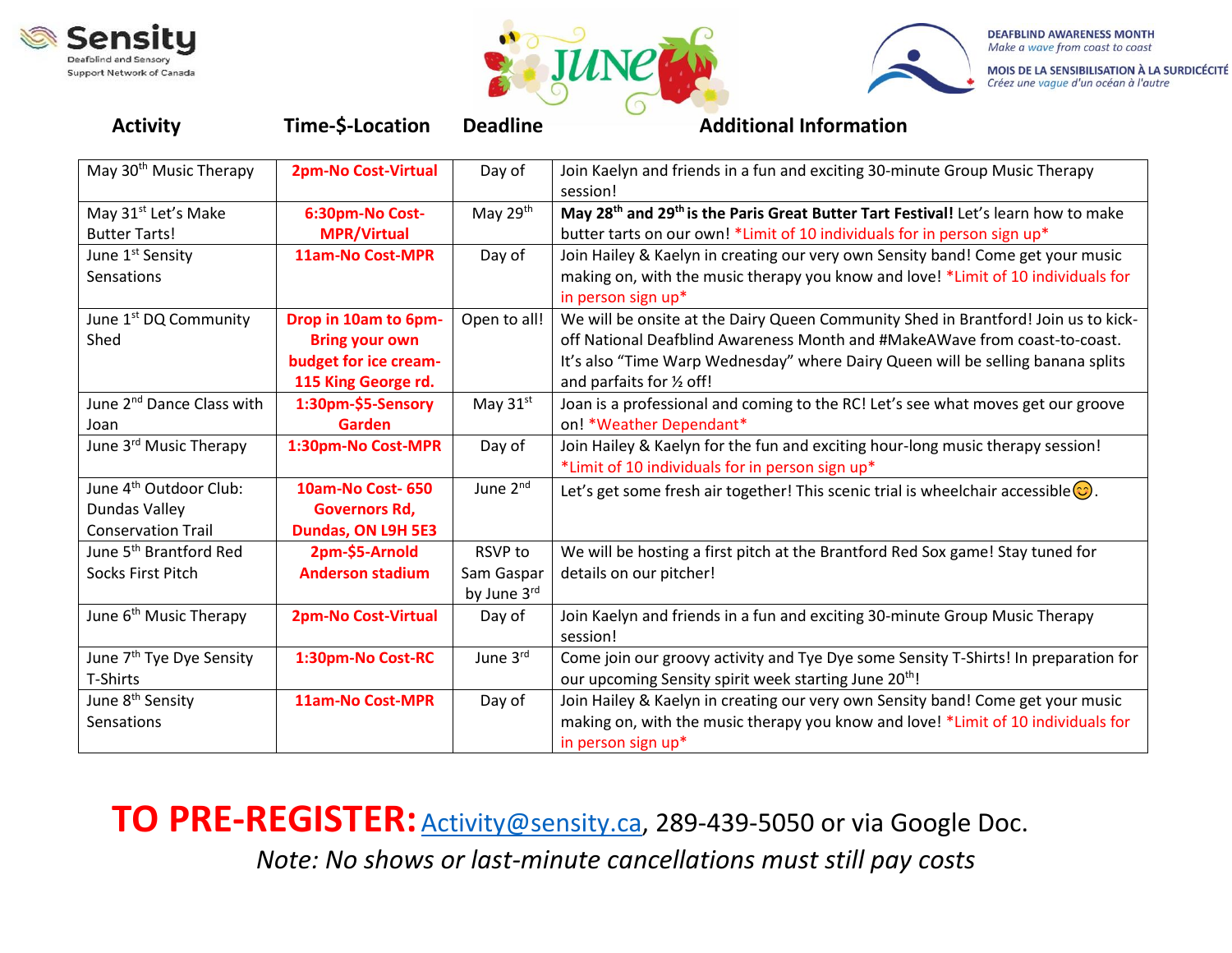Sensity
Deafblind and Sensory Support Network of Canada

JUNE

DEAFBLIND AWARENESS MONTH
*Make a wave from coast to coast*
MOIS DE LA SENSIBILISATION À LA SURDICÉCITÉ
*Créez une vague d'un océan à l'autre*

| Activity | Time-$-Location | Deadline | Additional Information |
|---|---|---|---|
| May 30th Music Therapy | **2pm-No Cost-Virtual** | Day of | Join Kaelyn and friends in a fun and exciting 30-minute Group Music Therapy session! |
| May 31st Let's Make Butter Tarts! | **6:30pm-No Cost-MPR/Virtual** | May 29th | **May 28th and 29th is the Paris Great Butter Tart Festival!** Let's learn how to make butter tarts on our own! *Limit of 10 individuals for in person sign up* |
| June 1st Sensity Sensations | **11am-No Cost-MPR** | Day of | Join Hailey & Kaelyn in creating our very own Sensity band! Come get your music making on, with the music therapy you know and love! *Limit of 10 individuals for in person sign up* |
| June 1st DQ Community Shed | **Drop in 10am to 6pm-Bring your own budget for ice cream-115 King George rd.** | Open to all! | We will be onsite at the Dairy Queen Community Shed in Brantford! Join us to kick-off National Deafblind Awareness Month and #MakeAWave from coast-to-coast. It's also "Time Warp Wednesday" where Dairy Queen will be selling banana splits and parfaits for ½ off! |
| June 2nd Dance Class with Joan | **1:30pm-$5-Sensory Garden** | May 31st | Joan is a professional and coming to the RC! Let's see what moves get our groove on! *Weather Dependant* |
| June 3rd Music Therapy | **1:30pm-No Cost-MPR** | Day of | Join Hailey & Kaelyn for the fun and exciting hour-long music therapy session! *Limit of 10 individuals for in person sign up* |
| June 4th Outdoor Club: Dundas Valley Conservation Trail | **10am-No Cost- 650 Governors Rd, Dundas, ON L9H 5E3** | June 2nd | Let's get some fresh air together! This scenic trial is wheelchair accessible😊. |
| June 5th Brantford Red Socks First Pitch | **2pm-$5-Arnold Anderson stadium** | RSVP to Sam Gaspar by June 3rd | We will be hosting a first pitch at the Brantford Red Sox game! Stay tuned for details on our pitcher! |
| June 6th Music Therapy | **2pm-No Cost-Virtual** | Day of | Join Kaelyn and friends in a fun and exciting 30-minute Group Music Therapy session! |
| June 7th Tye Dye Sensity T-Shirts | **1:30pm-No Cost-RC** | June 3rd | Come join our groovy activity and Tye Dye some Sensity T-Shirts! In preparation for our upcoming Sensity spirit week starting June 20th! |
| June 8th Sensity Sensations | **11am-No Cost-MPR** | Day of | Join Hailey & Kaelyn in creating our very own Sensity band! Come get your music making on, with the music therapy you know and love! *Limit of 10 individuals for in person sign up* |

**TO PRE-REGISTER:** Activity@sensity.ca, 289-439-5050 or via Google Doc.

*Note: No shows or last-minute cancellations must still pay costs*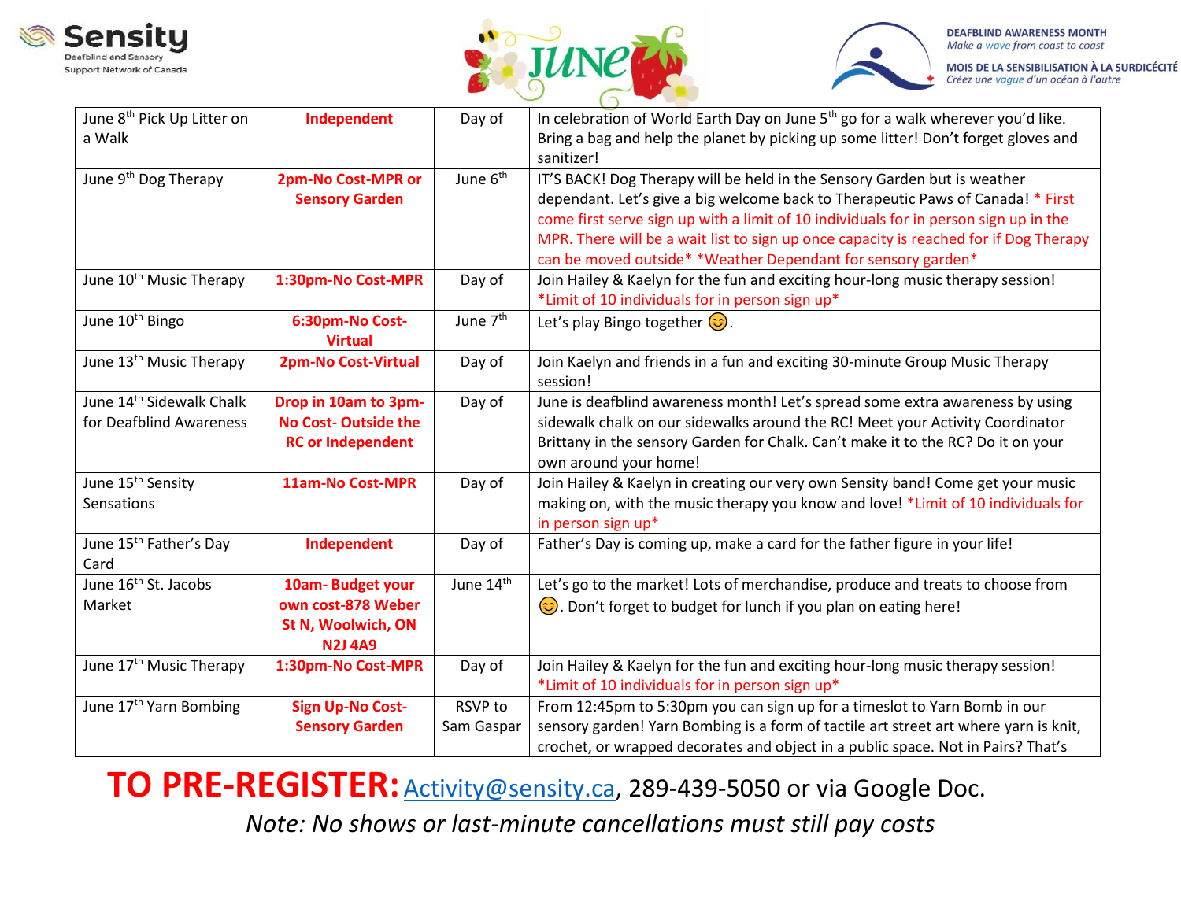| June 8th Pick Up Litter on a Walk | **Independent** | Day of | In celebration of World Earth Day on June 5th go for a walk wherever you'd like. Bring a bag and help the planet by picking up some litter! Don't forget gloves and sanitizer! |
|---|---|---|---|
| June 9th Dog Therapy | **2pm-No Cost-MPR or Sensory Garden** | June 6th | IT'S BACK! Dog Therapy will be held in the Sensory Garden but is weather dependant. Let's give a big welcome back to Therapeutic Paws of Canada! * First come first serve sign up with a limit of 10 individuals for in person sign up in the MPR. There will be a wait list to sign up once capacity is reached for if Dog Therapy can be moved outside* *Weather Dependant for sensory garden* |
| June 10th Music Therapy | **1:30pm-No Cost-MPR** | Day of | Join Hailey & Kaelyn for the fun and exciting hour-long music therapy session! *Limit of 10 individuals for in person sign up* |
| June 10th Bingo | **6:30pm-No Cost-Virtual** | June 7th | Let's play Bingo together 😊. |
| June 13th Music Therapy | **2pm-No Cost-Virtual** | Day of | Join Kaelyn and friends in a fun and exciting 30-minute Group Music Therapy session! |
| June 14th Sidewalk Chalk for Deafblind Awareness | **Drop in 10am to 3pm-No Cost- Outside the RC or Independent** | Day of | June is deafblind awareness month! Let's spread some extra awareness by using sidewalk chalk on our sidewalks around the RC! Meet your Activity Coordinator Brittany in the sensory Garden for Chalk. Can't make it to the RC? Do it on your own around your home! |
| June 15th Sensity Sensations | **11am-No Cost-MPR** | Day of | Join Hailey & Kaelyn in creating our very own Sensity band! Come get your music making on, with the music therapy you know and love! *Limit of 10 individuals for in person sign up* |
| June 15th Father's Day Card | **Independent** | Day of | Father's Day is coming up, make a card for the father figure in your life! |
| June 16th St. Jacobs Market | **10am- Budget your own cost-878 Weber St N, Woolwich, ON N2J 4A9** | June 14th | Let's go to the market! Lots of merchandise, produce and treats to choose from 😊. Don't forget to budget for lunch if you plan on eating here! |
| June 17th Music Therapy | **1:30pm-No Cost-MPR** | Day of | Join Hailey & Kaelyn for the fun and exciting hour-long music therapy session! *Limit of 10 individuals for in person sign up* |
| June 17th Yarn Bombing | **Sign Up-No Cost-Sensory Garden** | RSVP to Sam Gaspar | From 12:45pm to 5:30pm you can sign up for a timeslot to Yarn Bomb in our sensory garden! Yarn Bombing is a form of tactile art street art where yarn is knit, crochet, or wrapped decorates and object in a public space. Not in Pairs? That's |

**TO PRE-REGISTER:** Activity@sensity.ca, 289-439-5050 or via Google Doc.

*Note: No shows or last-minute cancellations must still pay costs*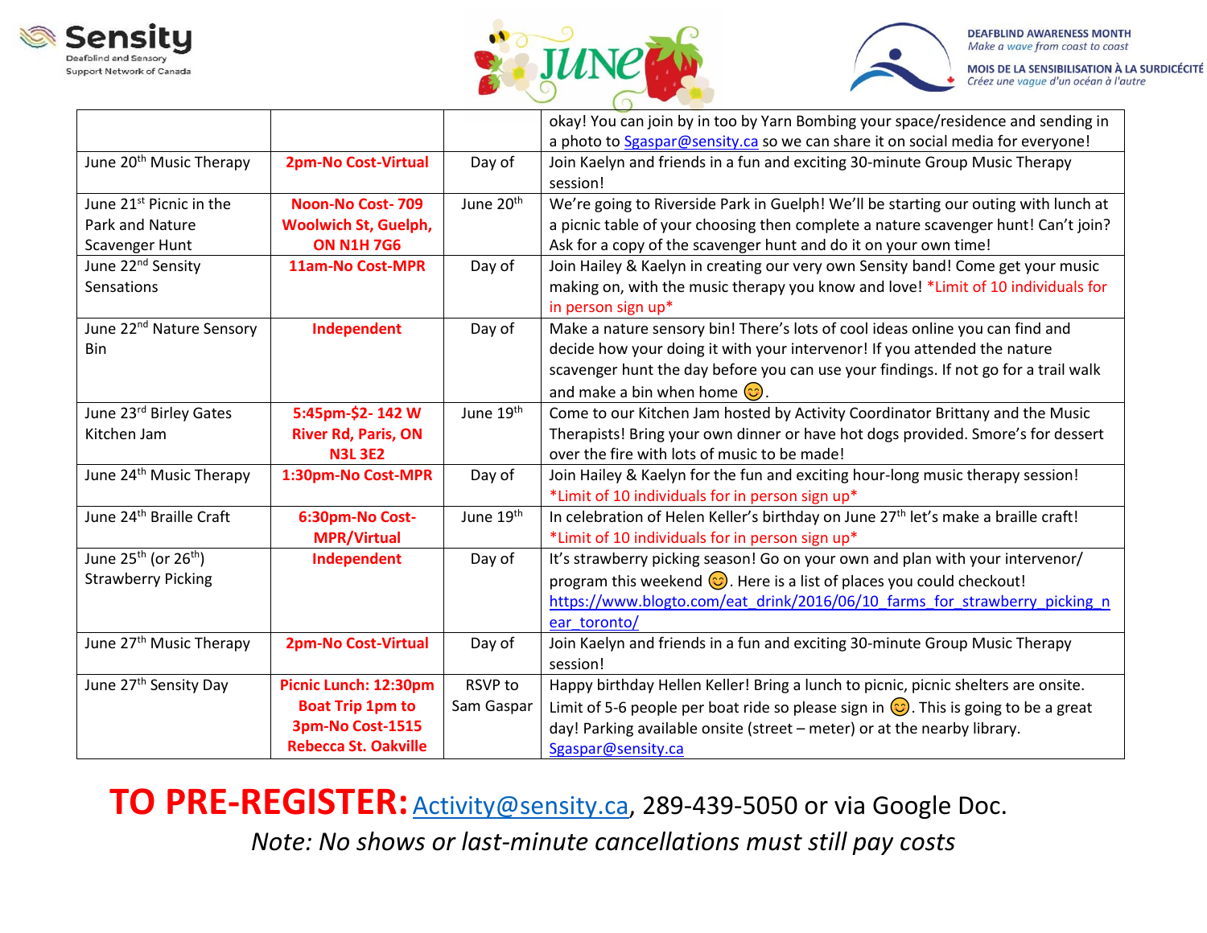| | | | |
|---|---|---|---|
| | | | okay! You can join by in too by Yarn Bombing your space/residence and sending in a photo to Sgaspar@sensity.ca so we can share it on social media for everyone! |
| June 20th Music Therapy | **2pm-No Cost-Virtual** | Day of | Join Kaelyn and friends in a fun and exciting 30-minute Group Music Therapy session! |
| June 21st Picnic in the Park and Nature Scavenger Hunt | **Noon-No Cost- 709 Woolwich St, Guelph, ON N1H 7G6** | June 20th | We're going to Riverside Park in Guelph! We'll be starting our outing with lunch at a picnic table of your choosing then complete a nature scavenger hunt! Can't join? Ask for a copy of the scavenger hunt and do it on your own time! |
| June 22nd Sensity Sensations | **11am-No Cost-MPR** | Day of | Join Hailey & Kaelyn in creating our very own Sensity band! Come get your music making on, with the music therapy you know and love! *Limit of 10 individuals for in person sign up* |
| June 22nd Nature Sensory Bin | **Independent** | Day of | Make a nature sensory bin! There's lots of cool ideas online you can find and decide how your doing it with your intervenor! If you attended the nature scavenger hunt the day before you can use your findings. If not go for a trail walk and make a bin when home 😊. |
| June 23rd Birley Gates Kitchen Jam | **5:45pm-$2- 142 W River Rd, Paris, ON N3L 3E2** | June 19th | Come to our Kitchen Jam hosted by Activity Coordinator Brittany and the Music Therapists! Bring your own dinner or have hot dogs provided. Smore's for dessert over the fire with lots of music to be made! |
| June 24th Music Therapy | **1:30pm-No Cost-MPR** | Day of | Join Hailey & Kaelyn for the fun and exciting hour-long music therapy session! *Limit of 10 individuals for in person sign up* |
| June 24th Braille Craft | **6:30pm-No Cost-MPR/Virtual** | June 19th | In celebration of Helen Keller's birthday on June 27th let's make a braille craft! *Limit of 10 individuals for in person sign up* |
| June 25th (or 26th) Strawberry Picking | **Independent** | Day of | It's strawberry picking season! Go on your own and plan with your intervenor/ program this weekend 😊. Here is a list of places you could checkout! https://www.blogto.com/eat_drink/2016/06/10_farms_for_strawberry_picking_near_toronto/ |
| June 27th Music Therapy | **2pm-No Cost-Virtual** | Day of | Join Kaelyn and friends in a fun and exciting 30-minute Group Music Therapy session! |
| June 27th Sensity Day | **Picnic Lunch: 12:30pm Boat Trip 1pm to 3pm-No Cost-1515 Rebecca St. Oakville** | RSVP to Sam Gaspar | Happy birthday Hellen Keller! Bring a lunch to picnic, picnic shelters are onsite. Limit of 5-6 people per boat ride so please sign in 😊. This is going to be a great day! Parking available onsite (street – meter) or at the nearby library. Sgaspar@sensity.ca |

**TO PRE-REGISTER:** Activity@sensity.ca, 289-439-5050 or via Google Doc.

*Note: No shows or last-minute cancellations must still pay costs*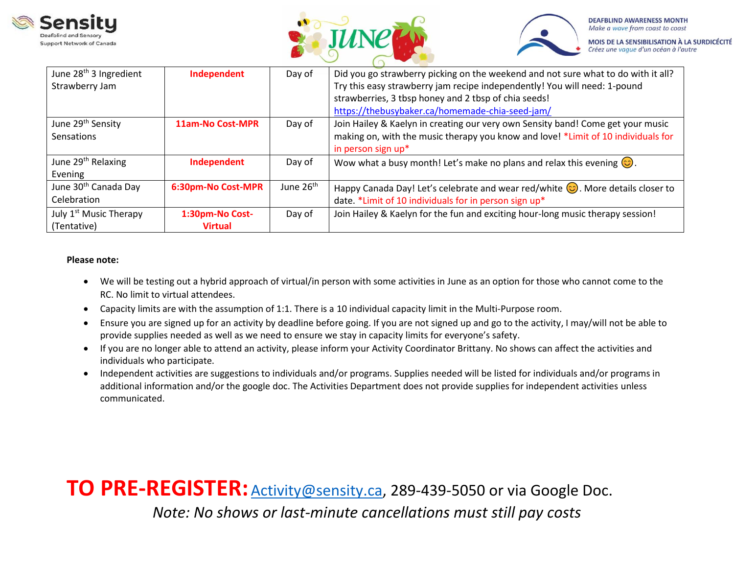| | | | |
|---|---|---|---|
| June 28th 3 Ingredient Strawberry Jam | **Independent** | Day of | Did you go strawberry picking on the weekend and not sure what to do with it all? Try this easy strawberry jam recipe independently! You will need: 1-pound strawberries, 3 tbsp honey and 2 tbsp of chia seeds! https://thebusybaker.ca/homemade-chia-seed-jam/ |
| June 29th Sensity Sensations | **11am-No Cost-MPR** | Day of | Join Hailey & Kaelyn in creating our very own Sensity band! Come get your music making on, with the music therapy you know and love! *Limit of 10 individuals for in person sign up* |
| June 29th Relaxing Evening | **Independent** | Day of | Wow what a busy month! Let's make no plans and relax this evening 😊. |
| June 30th Canada Day Celebration | **6:30pm-No Cost-MPR** | June 26th | Happy Canada Day! Let's celebrate and wear red/white 😊. More details closer to date. *Limit of 10 individuals for in person sign up* |
| July 1st Music Therapy (Tentative) | **1:30pm-No Cost-Virtual** | Day of | Join Hailey & Kaelyn for the fun and exciting hour-long music therapy session! |

**Please note:**

- We will be testing out a hybrid approach of virtual/in person with some activities in June as an option for those who cannot come to the RC. No limit to virtual attendees.
- Capacity limits are with the assumption of 1:1. There is a 10 individual capacity limit in the Multi-Purpose room.
- Ensure you are signed up for an activity by deadline before going. If you are not signed up and go to the activity, I may/will not be able to provide supplies needed as well as we need to ensure we stay in capacity limits for everyone's safety.
- If you are no longer able to attend an activity, please inform your Activity Coordinator Brittany. No shows can affect the activities and individuals who participate.
- Independent activities are suggestions to individuals and/or programs. Supplies needed will be listed for individuals and/or programs in additional information and/or the google doc. The Activities Department does not provide supplies for independent activities unless communicated.

**TO PRE-REGISTER:** Activity@sensity.ca, 289-439-5050 or via Google Doc.

*Note: No shows or last-minute cancellations must still pay costs*